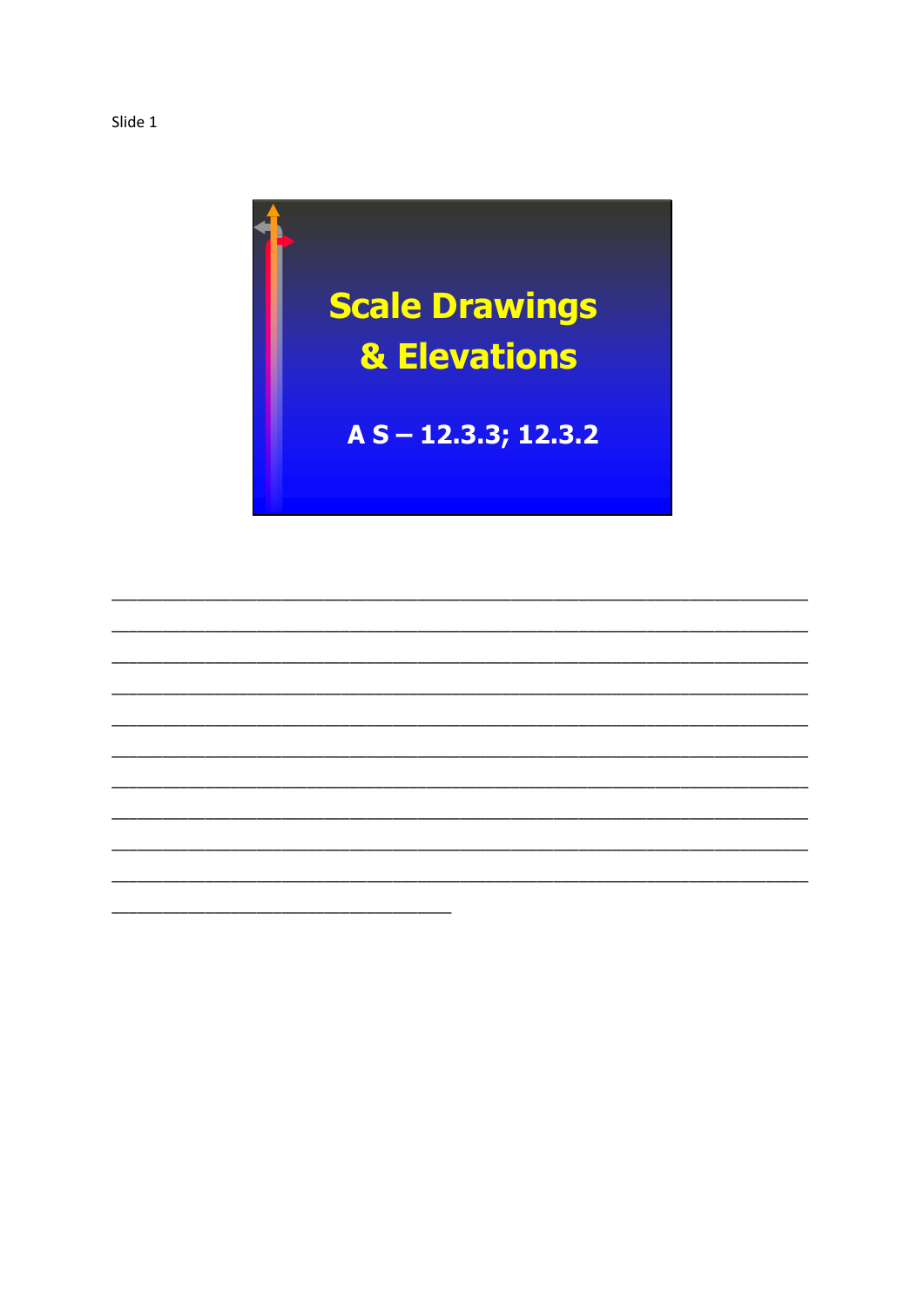Slide 1

# Scale Drawings & Elevations

**A S – 12.3.3; 12.3.2**

_______________________________________________________________________

_______________________________________________________________________

_______________________________________________________________________

_______________________________________________________________________

_______________________________________________________________________

_______________________________________________________________________

_______________________________________________________________________

_______________________________________________________________________

_______________________________________________________________________

_______________________________________________________________________

__________________________________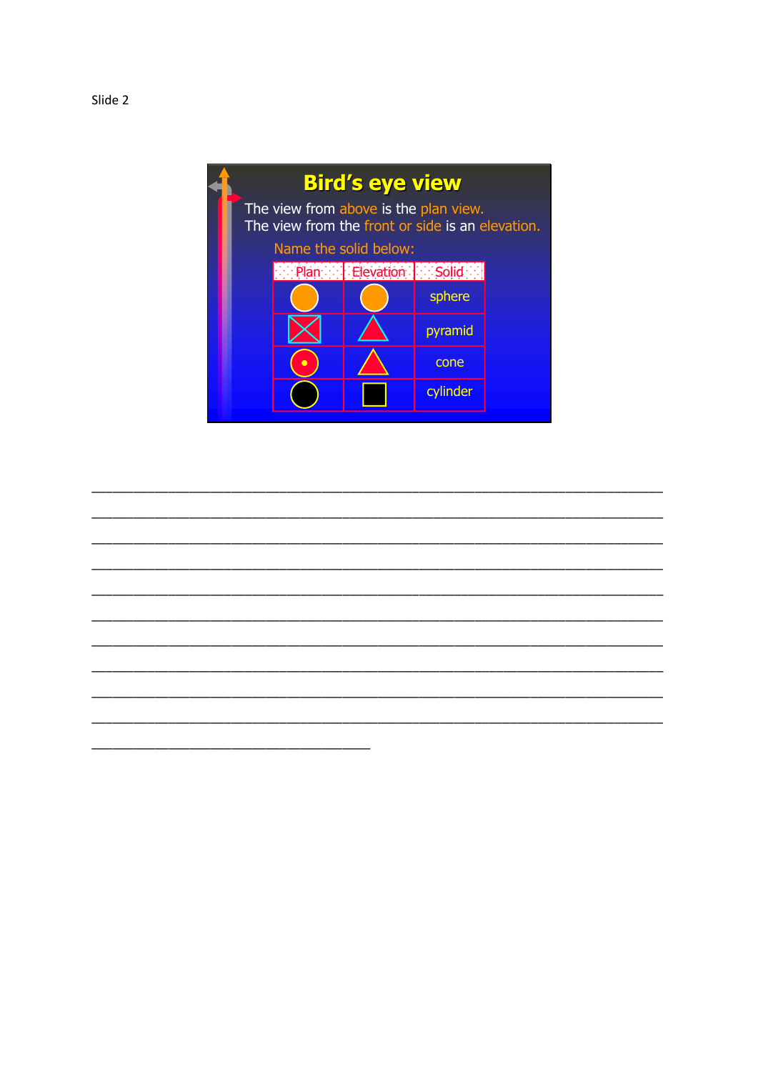Slide 2

# Bird's eye view

The view from above is the plan view.
The view from the front or side is an elevation.

Name the solid below:

| Plan | Elevation | Solid |
|---|---|---|
| circle | circle | sphere |
| square with diagonals | triangle | pyramid |
| circle with centre dot | triangle | cone |
| circle | square | cylinder |

________________________________________________________________________________

________________________________________________________________________________

________________________________________________________________________________

________________________________________________________________________________

________________________________________________________________________________

________________________________________________________________________________

________________________________________________________________________________

________________________________________________________________________________

________________________________________________________________________________

________________________________________________________________________________

____________________________________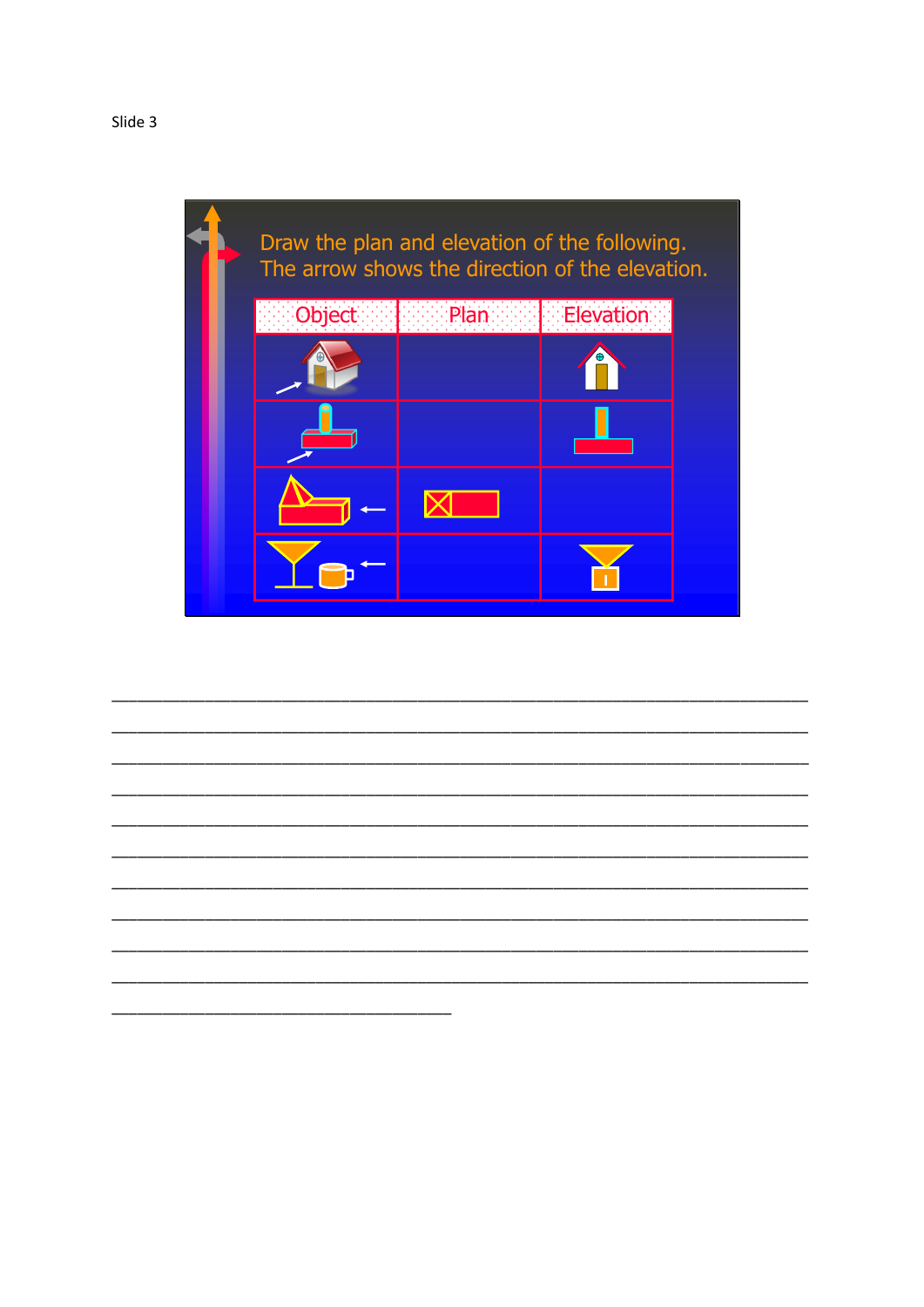Slide 3

Draw the plan and elevation of the following.
The arrow shows the direction of the elevation.

| Object | Plan | Elevation |
| --- | --- | --- |
| | | |
| | | |
| | | |
| | | |

________________________________________________________________________________

________________________________________________________________________________

________________________________________________________________________________

________________________________________________________________________________

________________________________________________________________________________

________________________________________________________________________________

________________________________________________________________________________

________________________________________________________________________________

________________________________________________________________________________

________________________________________________________________________________

____________________________________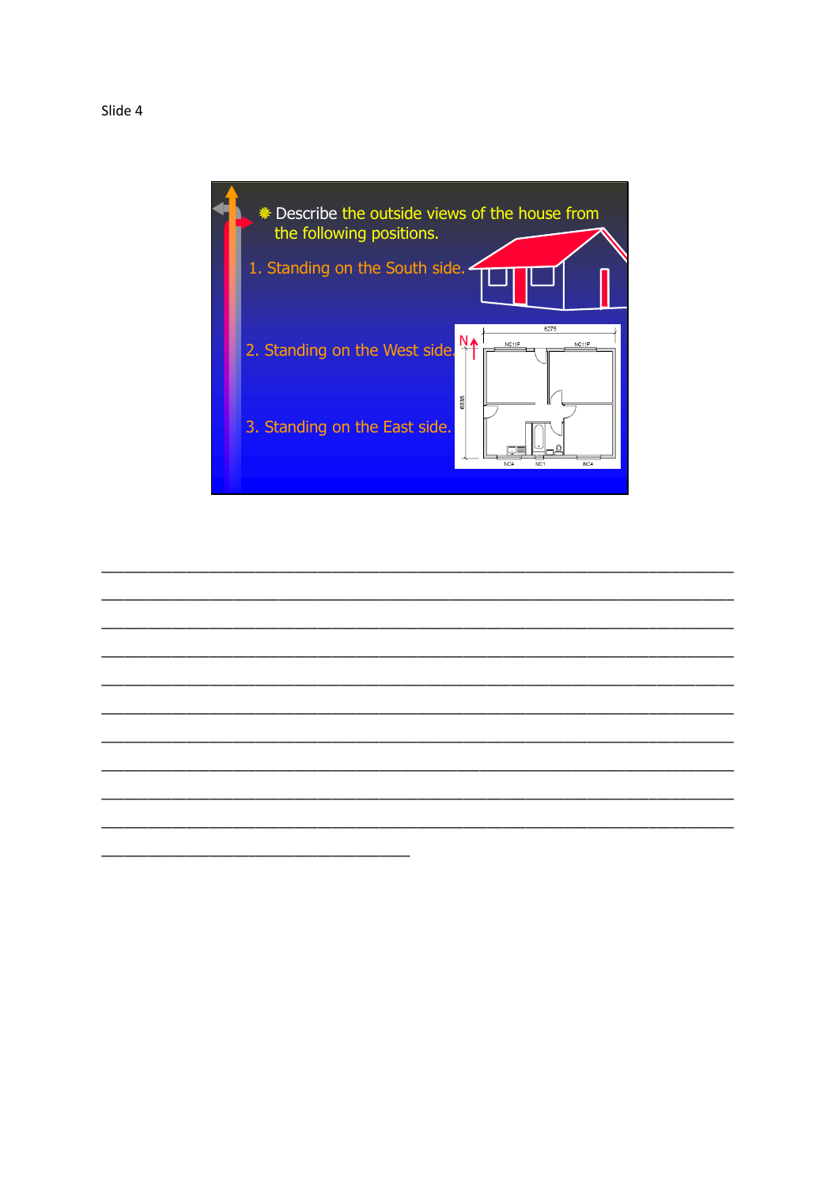Slide 4

Describe the outside views of the house from the following positions.

1. Standing on the South side.

2. Standing on the West side.

3. Standing on the East side.

N

6275

NC11F NC11F

6335

NC4 NC1 NC4

________________________________________________________________________

________________________________________________________________________

________________________________________________________________________

________________________________________________________________________

________________________________________________________________________

________________________________________________________________________

________________________________________________________________________

________________________________________________________________________

________________________________________________________________________

________________________________________________________________________

___________________________________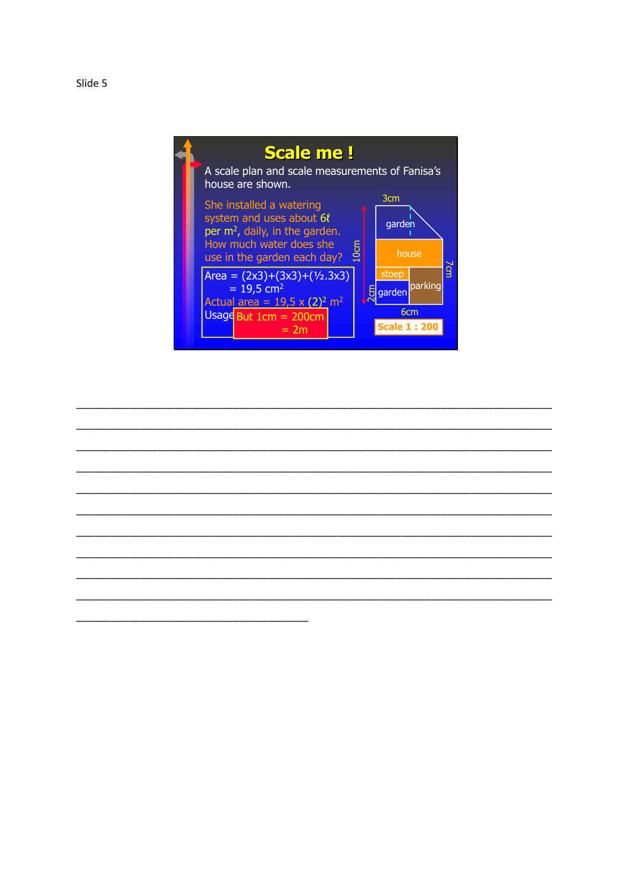Slide 5

# Scale me !

A scale plan and scale measurements of Fanisa's house are shown.

She installed a watering system and uses about 6ℓ per $m^2$, daily, in the garden. How much water does she use in the garden each day?

Area = $(2\text{x}3)+(3\text{x}3)+(½.3\text{x}3)$
= 19,5 $cm^2$

Actual area = 19,5 x $(2)^2$ $m^2$

Usage But 1cm = 200cm
= 2m

3cm

garden

house

stoep

parking

garden

10cm

2cm

7cm

6cm

Scale 1 : 200

______________________________________________________________________________

______________________________________________________________________________

______________________________________________________________________________

______________________________________________________________________________

______________________________________________________________________________

______________________________________________________________________________

______________________________________________________________________________

______________________________________________________________________________

______________________________________________________________________________

______________________________________________________________________________

_______________________________________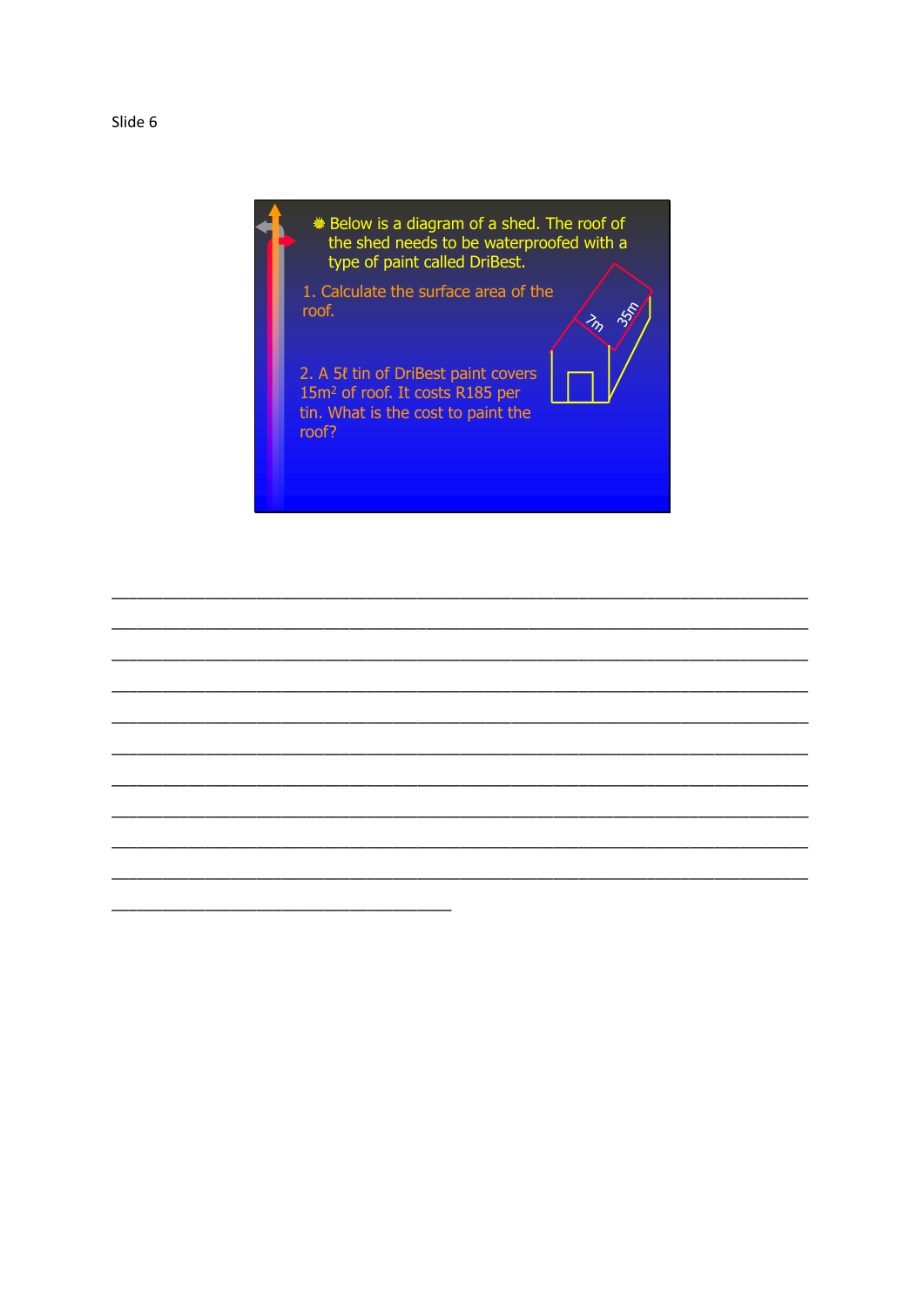Slide 6

- Below is a diagram of a shed. The roof of the shed needs to be waterproofed with a type of paint called DriBest.

1. Calculate the surface area of the roof.

2. A 5ℓ tin of DriBest paint covers 15m² of roof. It costs R185 per tin. What is the cost to paint the roof?

7m

35m

______________________________________________________________________________

______________________________________________________________________________

______________________________________________________________________________

______________________________________________________________________________

______________________________________________________________________________

______________________________________________________________________________

______________________________________________________________________________

______________________________________________________________________________

______________________________________________________________________________

______________________________________________________________________________

_____________________________________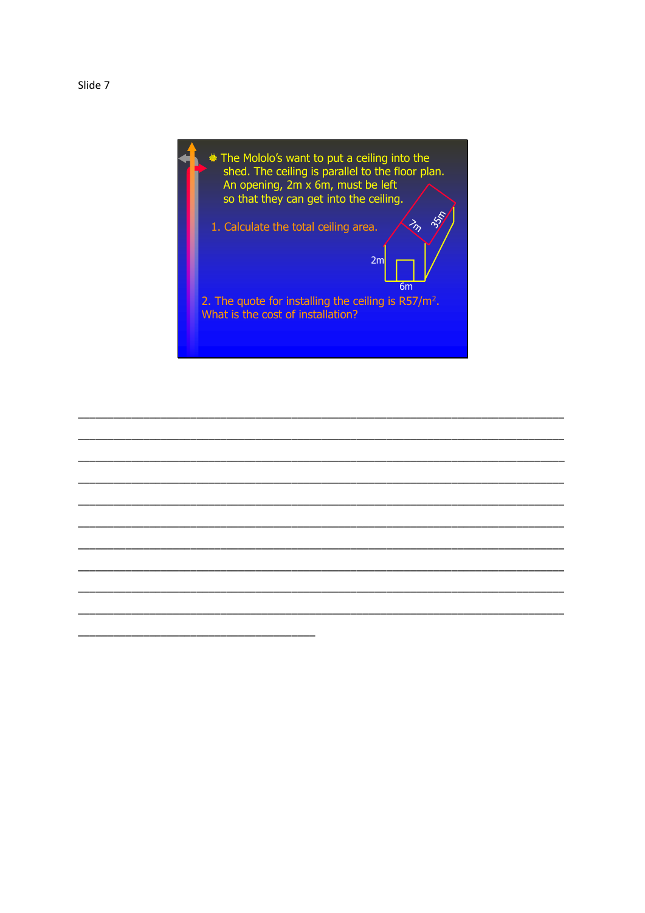Slide 7

- The Mololo's want to put a ceiling into the shed. The ceiling is parallel to the floor plan. An opening, 2m x 6m, must be left so that they can get into the ceiling.

1. Calculate the total ceiling area.

7m  35m  2m  6m

2. The quote for installing the ceiling is R57/m$^2$. What is the cost of installation?

___________________________________________________________________________

___________________________________________________________________________

___________________________________________________________________________

___________________________________________________________________________

___________________________________________________________________________

___________________________________________________________________________

___________________________________________________________________________

___________________________________________________________________________

___________________________________________________________________________

___________________________________________________________________________

____________________________________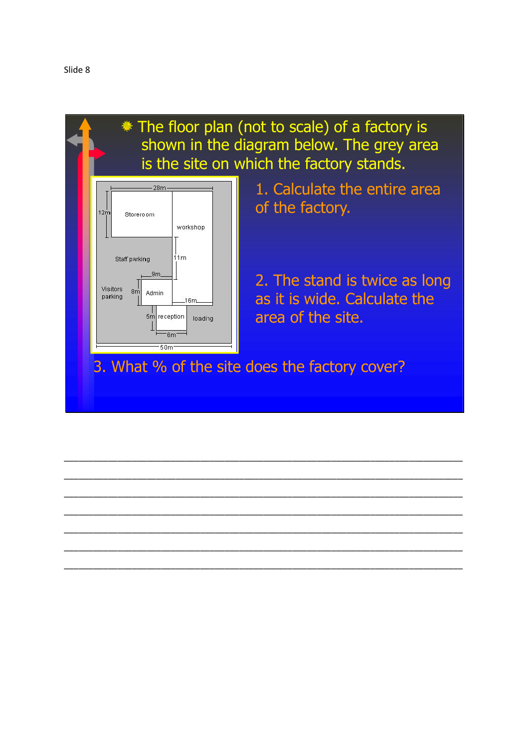Slide 8

The floor plan (not to scale) of a factory is shown in the diagram below. The grey area is the site on which the factory stands.

1. Calculate the entire area of the factory.

2. The stand is twice as long as it is wide. Calculate the area of the site.

3. What % of the site does the factory cover?

______________________________________________________________________

______________________________________________________________________

______________________________________________________________________

______________________________________________________________________

______________________________________________________________________

______________________________________________________________________

______________________________________________________________________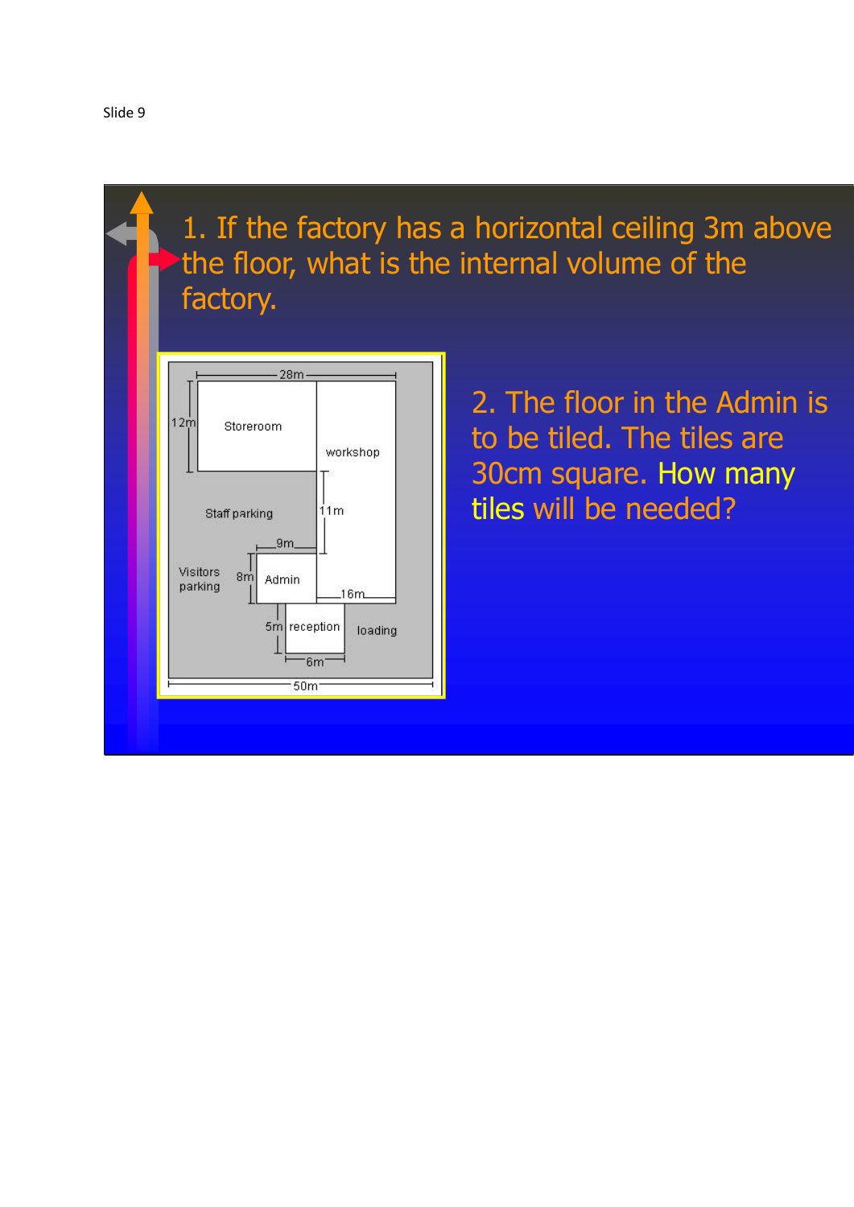Slide 9

1. If the factory has a horizontal ceiling 3m above the floor, what is the internal volume of the factory.

28m

12m

Storeroom

workshop

11m

Staff parking

9m

Visitors parking

8m

Admin

16m

5m

reception

loading

6m

50m

2. The floor in the Admin is to be tiled. The tiles are 30cm square. How many tiles will be needed?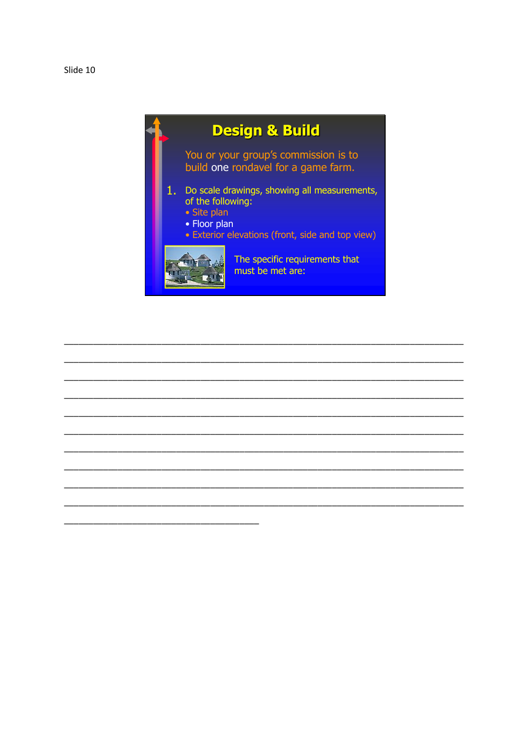Slide 10

## Design & Build

You or your group's commission is to build one rondavel for a game farm.

1. Do scale drawings, showing all measurements, of the following:
   - Site plan
   - Floor plan
   - Exterior elevations (front, side and top view)

The specific requirements that must be met are:

___________________________________________________________________________

___________________________________________________________________________

___________________________________________________________________________

___________________________________________________________________________

___________________________________________________________________________

___________________________________________________________________________

___________________________________________________________________________

___________________________________________________________________________

___________________________________________________________________________

___________________________________________________________________________

____________________________________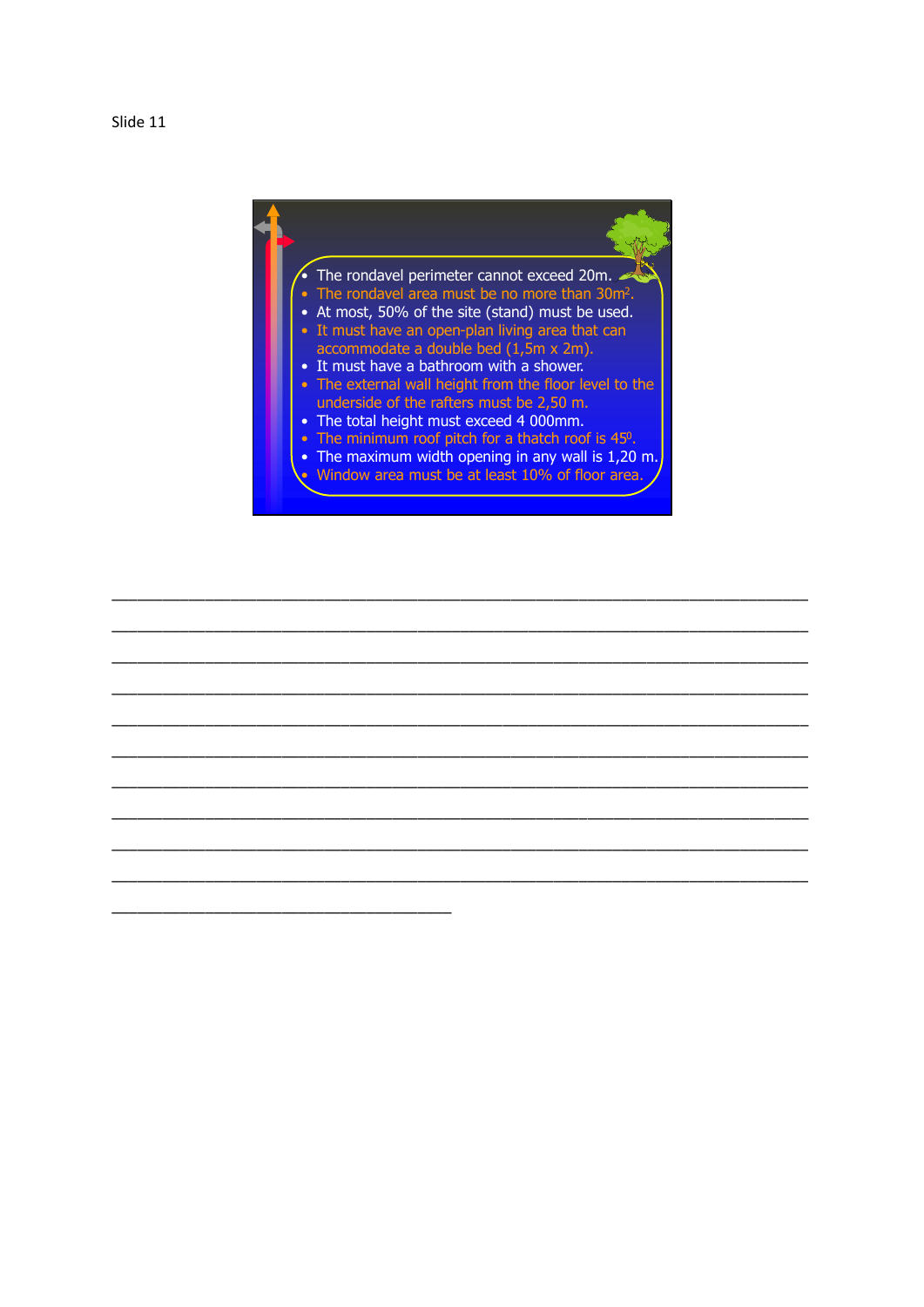Slide 11

- The rondavel perimeter cannot exceed 20m.
- The rondavel area must be no more than 30m$^2$.
- At most, 50% of the site (stand) must be used.
- It must have an open-plan living area that can accommodate a double bed (1,5m x 2m).
- It must have a bathroom with a shower.
- The external wall height from the floor level to the underside of the rafters must be 2,50 m.
- The total height must exceed 4 000mm.
- The minimum roof pitch for a thatch roof is 45$^0$.
- The maximum width opening in any wall is 1,20 m.
- Window area must be at least 10% of floor area.

______________________________________________________________________________

______________________________________________________________________________

______________________________________________________________________________

______________________________________________________________________________

______________________________________________________________________________

______________________________________________________________________________

______________________________________________________________________________

______________________________________________________________________________

______________________________________________________________________________

______________________________________________________________________________

_____________________________________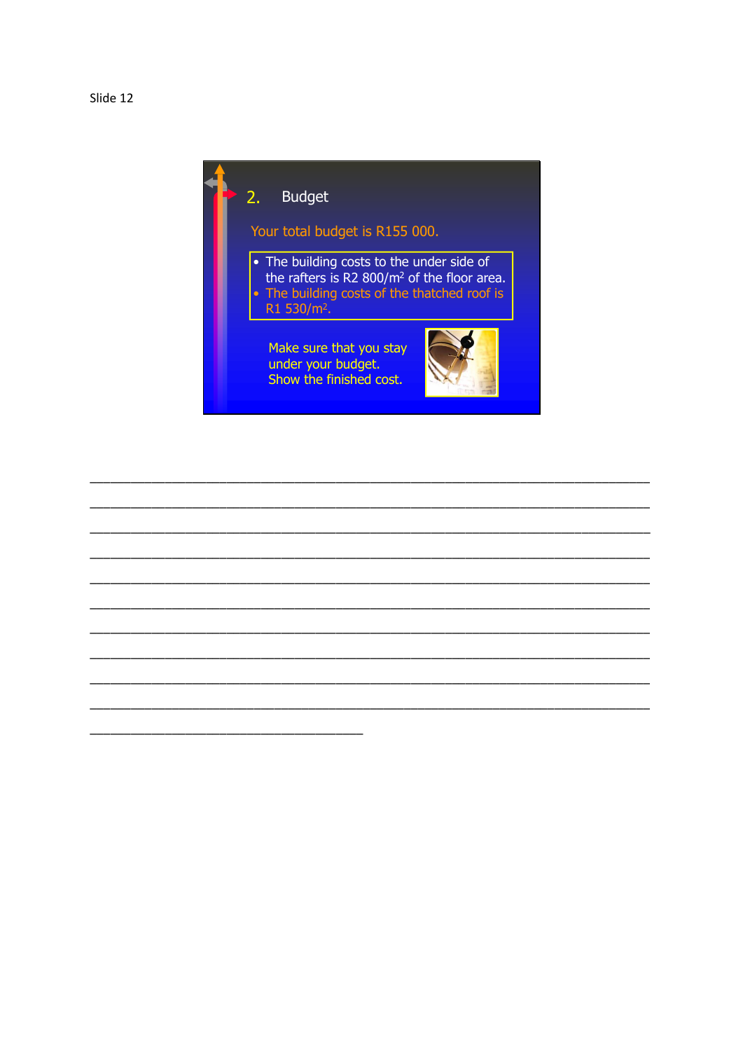Slide 12

## 2. Budget

Your total budget is R155 000.

- The building costs to the under side of the rafters is R2 800/m$^2$ of the floor area.
- The building costs of the thatched roof is R1 530/m$^2$.

Make sure that you stay under your budget.
Show the finished cost.

______________________________________________________________________________

______________________________________________________________________________

______________________________________________________________________________

______________________________________________________________________________

______________________________________________________________________________

______________________________________________________________________________

______________________________________________________________________________

______________________________________________________________________________

______________________________________________________________________________

______________________________________________________________________________

_____________________________________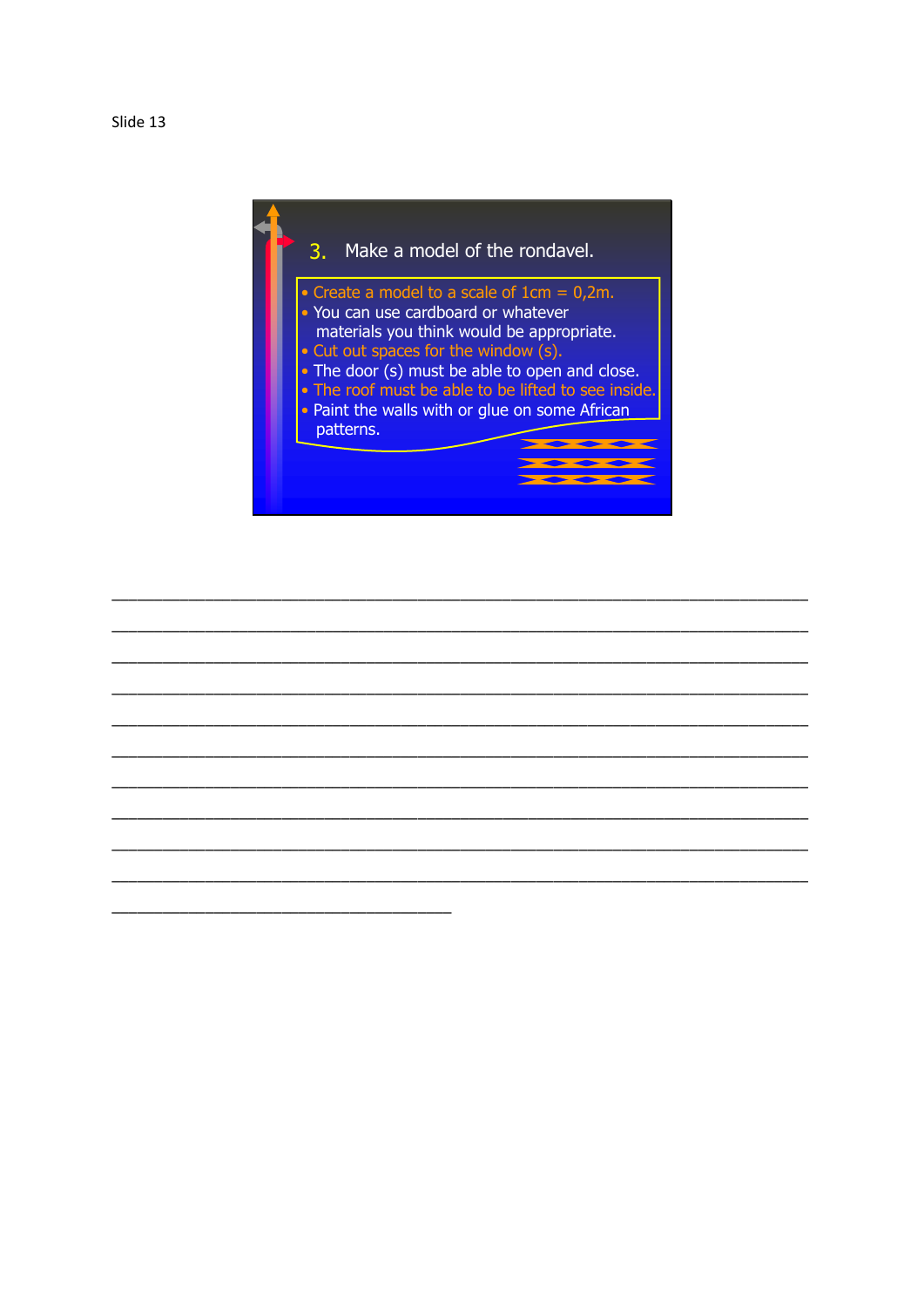Slide 13

3. Make a model of the rondavel.

- Create a model to a scale of 1cm = 0,2m.
- You can use cardboard or whatever materials you think would be appropriate.
- Cut out spaces for the window (s).
- The door (s) must be able to open and close.
- The roof must be able to be lifted to see inside.
- Paint the walls with or glue on some African patterns.

______________________________________________________________________________

______________________________________________________________________________

______________________________________________________________________________

______________________________________________________________________________

______________________________________________________________________________

______________________________________________________________________________

______________________________________________________________________________

______________________________________________________________________________

______________________________________________________________________________

______________________________________________________________________________

____________________________________